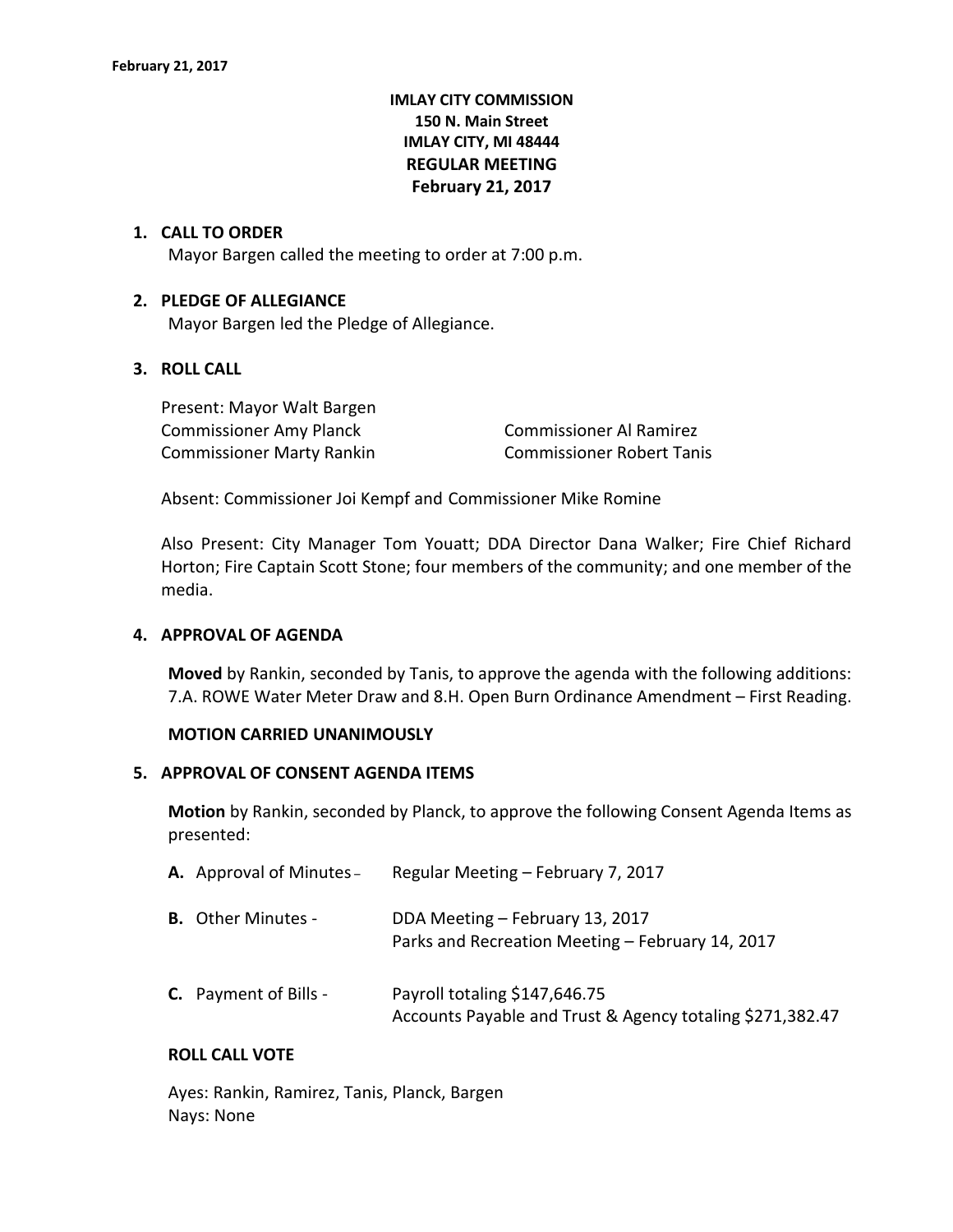**IMLAY CITY COMMISSION**
**150 N. Main Street**
**IMLAY CITY, MI 48444**
**REGULAR MEETING**
**February 21, 2017**

1. **CALL TO ORDER**
   Mayor Bargen called the meeting to order at 7:00 p.m.

2. **PLEDGE OF ALLEGIANCE**
   Mayor Bargen led the Pledge of Allegiance.

3. **ROLL CALL**

   Present: Mayor Walt Bargen
   Commissioner Amy Planck
   Commissioner Al Ramirez
   Commissioner Marty Rankin
   Commissioner Robert Tanis

   Absent: Commissioner Joi Kempf and Commissioner Mike Romine

   Also Present: City Manager Tom Youatt; DDA Director Dana Walker; Fire Chief Richard Horton; Fire Captain Scott Stone; four members of the community; and one member of the media.

4. **APPROVAL OF AGENDA**

   **Moved** by Rankin, seconded by Tanis, to approve the agenda with the following additions: 7.A. ROWE Water Meter Draw and 8.H. Open Burn Ordinance Amendment – First Reading.

   **MOTION CARRIED UNANIMOUSLY**

5. **APPROVAL OF CONSENT AGENDA ITEMS**

   **Motion** by Rankin, seconded by Planck, to approve the following Consent Agenda Items as presented:

   **A.** Approval of Minutes – Regular Meeting – February 7, 2017

   **B.** Other Minutes - DDA Meeting – February 13, 2017
   Parks and Recreation Meeting – February 14, 2017

   **C.** Payment of Bills - Payroll totaling $147,646.75
   Accounts Payable and Trust & Agency totaling $271,382.47

   **ROLL CALL VOTE**

   Ayes: Rankin, Ramirez, Tanis, Planck, Bargen
   Nays: None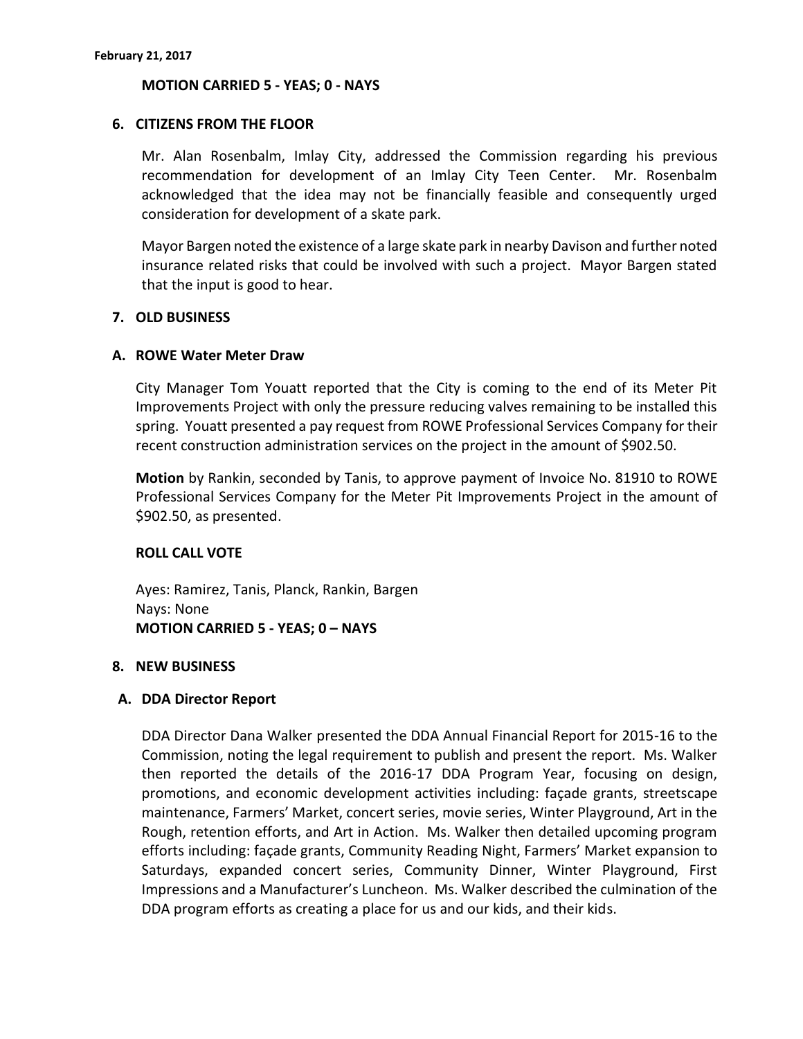**MOTION CARRIED 5 - YEAS; 0 - NAYS**

## 6. CITIZENS FROM THE FLOOR

Mr. Alan Rosenbalm, Imlay City, addressed the Commission regarding his previous recommendation for development of an Imlay City Teen Center. Mr. Rosenbalm acknowledged that the idea may not be financially feasible and consequently urged consideration for development of a skate park.

Mayor Bargen noted the existence of a large skate park in nearby Davison and further noted insurance related risks that could be involved with such a project. Mayor Bargen stated that the input is good to hear.

## 7. OLD BUSINESS

### A. ROWE Water Meter Draw

City Manager Tom Youatt reported that the City is coming to the end of its Meter Pit Improvements Project with only the pressure reducing valves remaining to be installed this spring. Youatt presented a pay request from ROWE Professional Services Company for their recent construction administration services on the project in the amount of $902.50.

**Motion** by Rankin, seconded by Tanis, to approve payment of Invoice No. 81910 to ROWE Professional Services Company for the Meter Pit Improvements Project in the amount of $902.50, as presented.

**ROLL CALL VOTE**

Ayes: Ramirez, Tanis, Planck, Rankin, Bargen
Nays: None
**MOTION CARRIED 5 - YEAS; 0 – NAYS**

## 8. NEW BUSINESS

### A. DDA Director Report

DDA Director Dana Walker presented the DDA Annual Financial Report for 2015-16 to the Commission, noting the legal requirement to publish and present the report. Ms. Walker then reported the details of the 2016-17 DDA Program Year, focusing on design, promotions, and economic development activities including: façade grants, streetscape maintenance, Farmers' Market, concert series, movie series, Winter Playground, Art in the Rough, retention efforts, and Art in Action. Ms. Walker then detailed upcoming program efforts including: façade grants, Community Reading Night, Farmers' Market expansion to Saturdays, expanded concert series, Community Dinner, Winter Playground, First Impressions and a Manufacturer's Luncheon. Ms. Walker described the culmination of the DDA program efforts as creating a place for us and our kids, and their kids.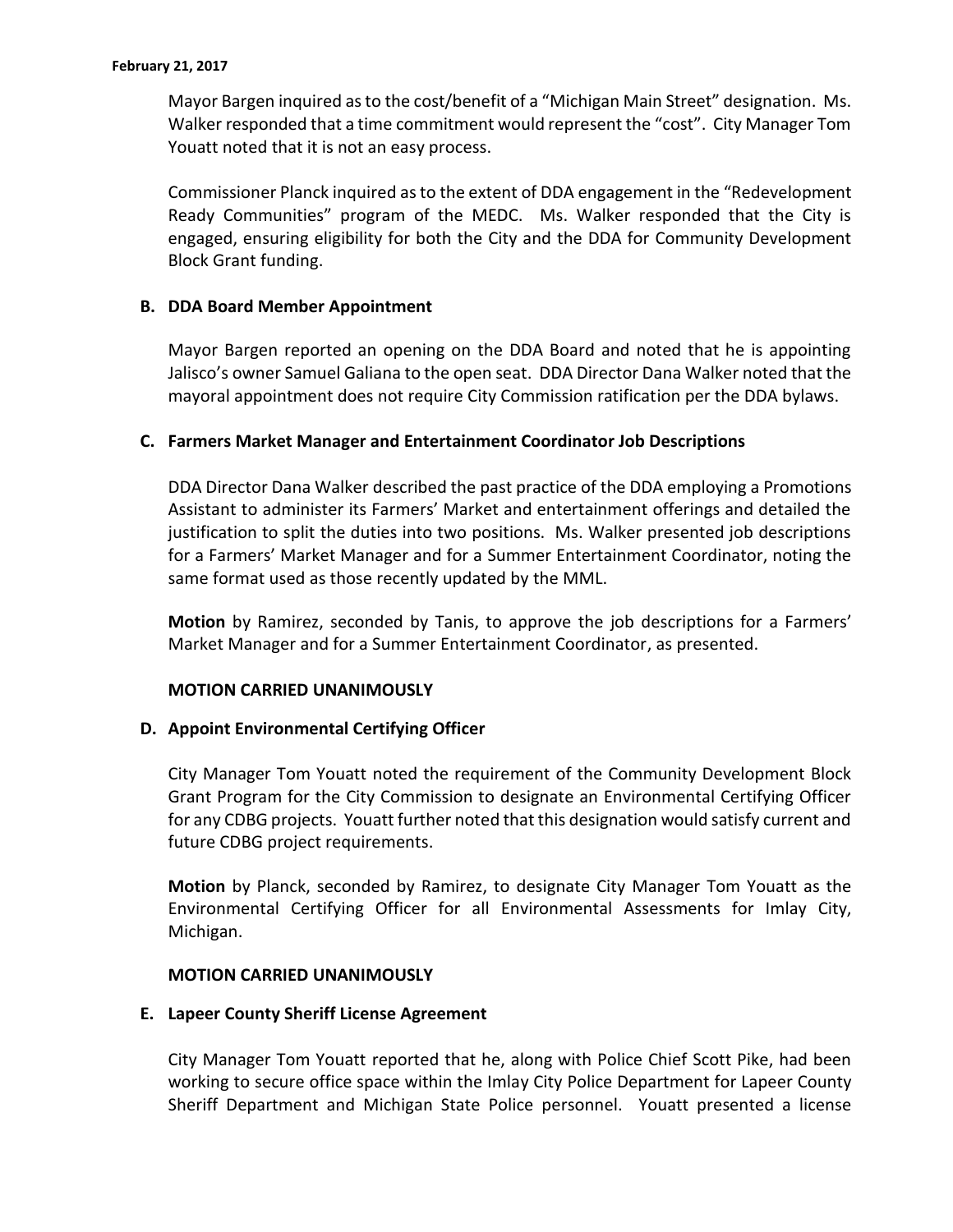Mayor Bargen inquired as to the cost/benefit of a "Michigan Main Street" designation. Ms. Walker responded that a time commitment would represent the "cost". City Manager Tom Youatt noted that it is not an easy process.

Commissioner Planck inquired as to the extent of DDA engagement in the "Redevelopment Ready Communities" program of the MEDC. Ms. Walker responded that the City is engaged, ensuring eligibility for both the City and the DDA for Community Development Block Grant funding.

### B. DDA Board Member Appointment

Mayor Bargen reported an opening on the DDA Board and noted that he is appointing Jalisco's owner Samuel Galiana to the open seat. DDA Director Dana Walker noted that the mayoral appointment does not require City Commission ratification per the DDA bylaws.

### C. Farmers Market Manager and Entertainment Coordinator Job Descriptions

DDA Director Dana Walker described the past practice of the DDA employing a Promotions Assistant to administer its Farmers' Market and entertainment offerings and detailed the justification to split the duties into two positions. Ms. Walker presented job descriptions for a Farmers' Market Manager and for a Summer Entertainment Coordinator, noting the same format used as those recently updated by the MML.

**Motion** by Ramirez, seconded by Tanis, to approve the job descriptions for a Farmers' Market Manager and for a Summer Entertainment Coordinator, as presented.

**MOTION CARRIED UNANIMOUSLY**

### D. Appoint Environmental Certifying Officer

City Manager Tom Youatt noted the requirement of the Community Development Block Grant Program for the City Commission to designate an Environmental Certifying Officer for any CDBG projects. Youatt further noted that this designation would satisfy current and future CDBG project requirements.

**Motion** by Planck, seconded by Ramirez, to designate City Manager Tom Youatt as the Environmental Certifying Officer for all Environmental Assessments for Imlay City, Michigan.

**MOTION CARRIED UNANIMOUSLY**

### E. Lapeer County Sheriff License Agreement

City Manager Tom Youatt reported that he, along with Police Chief Scott Pike, had been working to secure office space within the Imlay City Police Department for Lapeer County Sheriff Department and Michigan State Police personnel. Youatt presented a license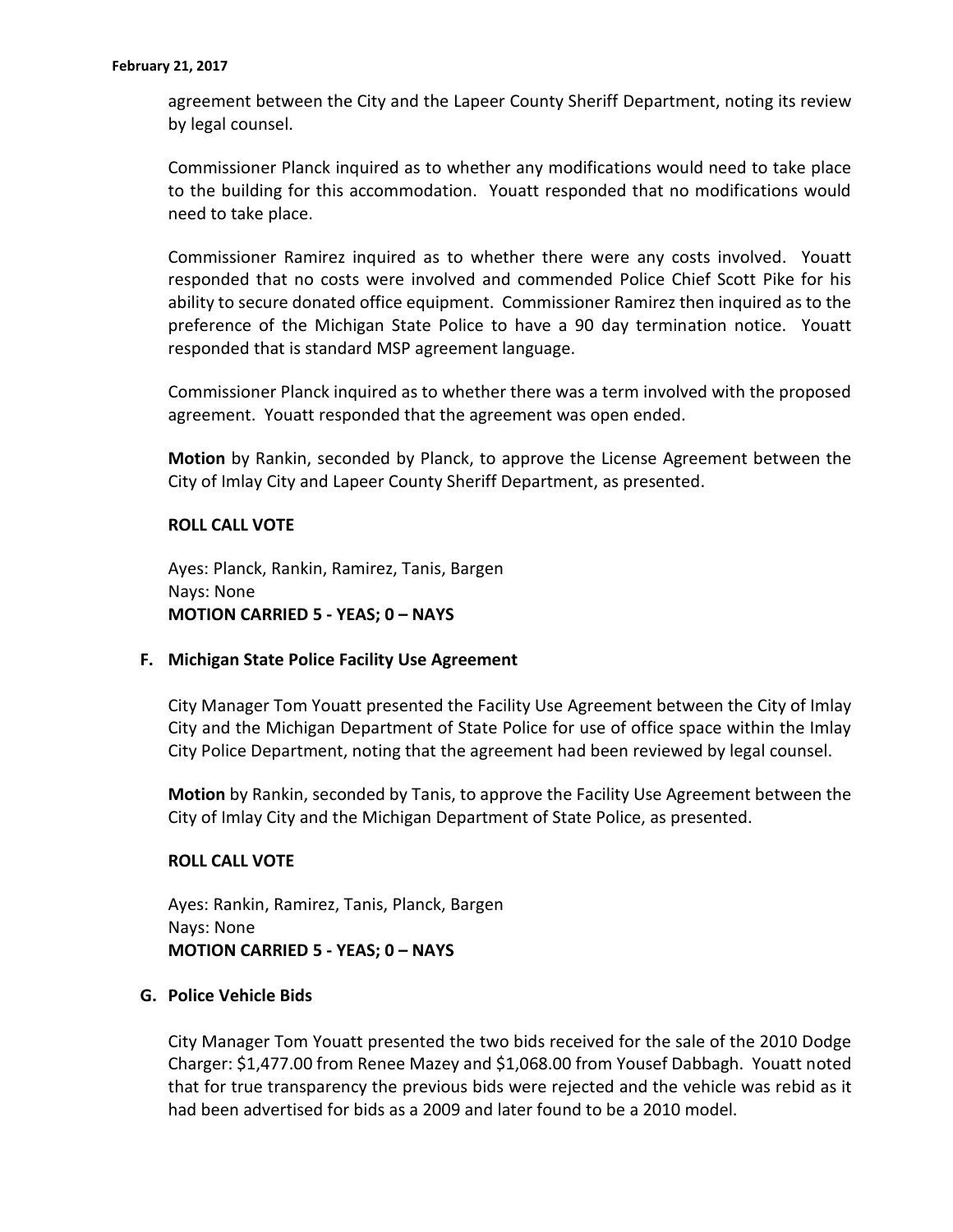agreement between the City and the Lapeer County Sheriff Department, noting its review by legal counsel.

Commissioner Planck inquired as to whether any modifications would need to take place to the building for this accommodation. Youatt responded that no modifications would need to take place.

Commissioner Ramirez inquired as to whether there were any costs involved. Youatt responded that no costs were involved and commended Police Chief Scott Pike for his ability to secure donated office equipment. Commissioner Ramirez then inquired as to the preference of the Michigan State Police to have a 90 day termination notice. Youatt responded that is standard MSP agreement language.

Commissioner Planck inquired as to whether there was a term involved with the proposed agreement. Youatt responded that the agreement was open ended.

**Motion** by Rankin, seconded by Planck, to approve the License Agreement between the City of Imlay City and Lapeer County Sheriff Department, as presented.

**ROLL CALL VOTE**

Ayes: Planck, Rankin, Ramirez, Tanis, Bargen
Nays: None
**MOTION CARRIED 5 - YEAS; 0 – NAYS**

**F. Michigan State Police Facility Use Agreement**

City Manager Tom Youatt presented the Facility Use Agreement between the City of Imlay City and the Michigan Department of State Police for use of office space within the Imlay City Police Department, noting that the agreement had been reviewed by legal counsel.

**Motion** by Rankin, seconded by Tanis, to approve the Facility Use Agreement between the City of Imlay City and the Michigan Department of State Police, as presented.

**ROLL CALL VOTE**

Ayes: Rankin, Ramirez, Tanis, Planck, Bargen
Nays: None
**MOTION CARRIED 5 - YEAS; 0 – NAYS**

**G. Police Vehicle Bids**

City Manager Tom Youatt presented the two bids received for the sale of the 2010 Dodge Charger: $1,477.00 from Renee Mazey and $1,068.00 from Yousef Dabbagh. Youatt noted that for true transparency the previous bids were rejected and the vehicle was rebid as it had been advertised for bids as a 2009 and later found to be a 2010 model.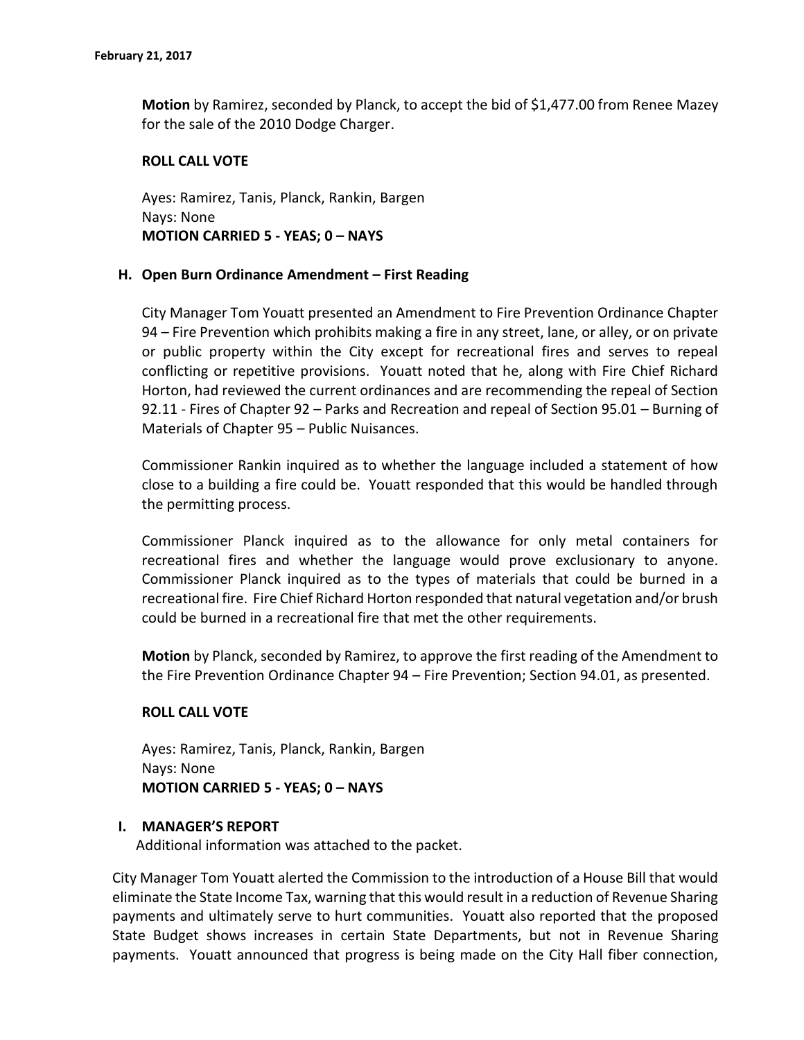**Motion** by Ramirez, seconded by Planck, to accept the bid of $1,477.00 from Renee Mazey for the sale of the 2010 Dodge Charger.

**ROLL CALL VOTE**

Ayes: Ramirez, Tanis, Planck, Rankin, Bargen
Nays: None
**MOTION CARRIED 5 - YEAS; 0 – NAYS**

**H. Open Burn Ordinance Amendment – First Reading**

City Manager Tom Youatt presented an Amendment to Fire Prevention Ordinance Chapter 94 – Fire Prevention which prohibits making a fire in any street, lane, or alley, or on private or public property within the City except for recreational fires and serves to repeal conflicting or repetitive provisions. Youatt noted that he, along with Fire Chief Richard Horton, had reviewed the current ordinances and are recommending the repeal of Section 92.11 - Fires of Chapter 92 – Parks and Recreation and repeal of Section 95.01 – Burning of Materials of Chapter 95 – Public Nuisances.

Commissioner Rankin inquired as to whether the language included a statement of how close to a building a fire could be. Youatt responded that this would be handled through the permitting process.

Commissioner Planck inquired as to the allowance for only metal containers for recreational fires and whether the language would prove exclusionary to anyone. Commissioner Planck inquired as to the types of materials that could be burned in a recreational fire. Fire Chief Richard Horton responded that natural vegetation and/or brush could be burned in a recreational fire that met the other requirements.

**Motion** by Planck, seconded by Ramirez, to approve the first reading of the Amendment to the Fire Prevention Ordinance Chapter 94 – Fire Prevention; Section 94.01, as presented.

**ROLL CALL VOTE**

Ayes: Ramirez, Tanis, Planck, Rankin, Bargen
Nays: None
**MOTION CARRIED 5 - YEAS; 0 – NAYS**

**I. MANAGER'S REPORT**

Additional information was attached to the packet.

City Manager Tom Youatt alerted the Commission to the introduction of a House Bill that would eliminate the State Income Tax, warning that this would result in a reduction of Revenue Sharing payments and ultimately serve to hurt communities. Youatt also reported that the proposed State Budget shows increases in certain State Departments, but not in Revenue Sharing payments. Youatt announced that progress is being made on the City Hall fiber connection,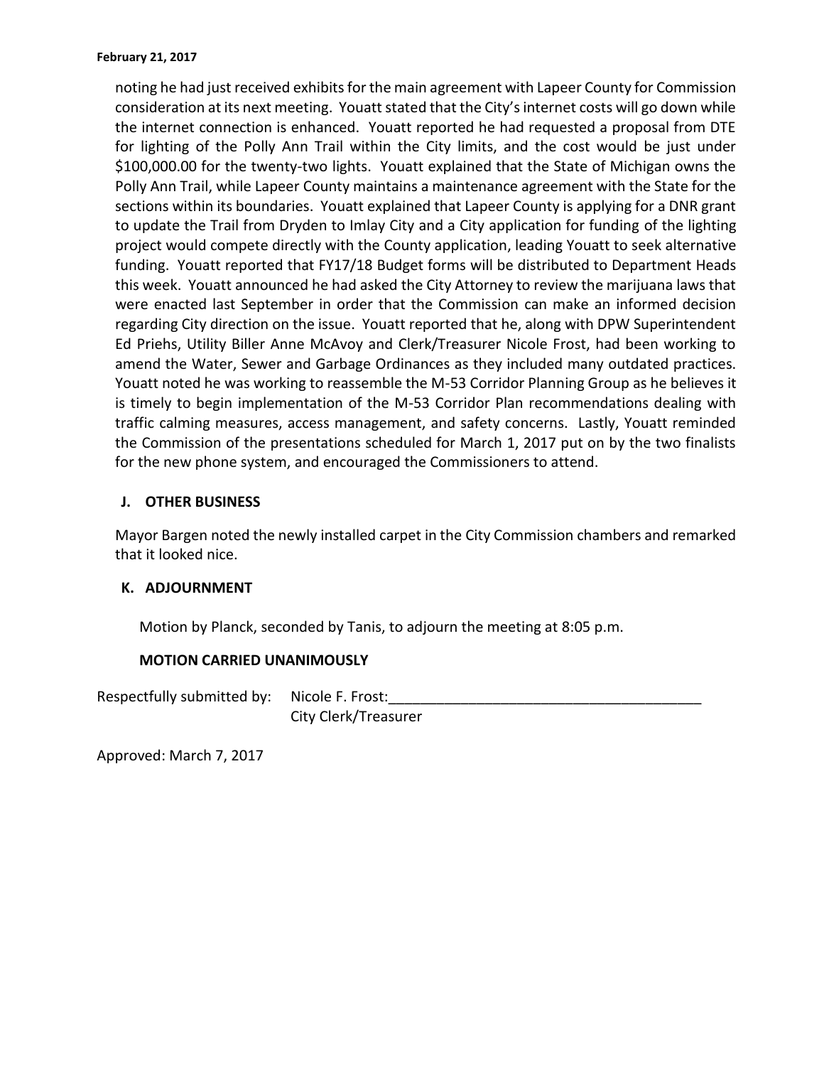noting he had just received exhibits for the main agreement with Lapeer County for Commission consideration at its next meeting. Youatt stated that the City's internet costs will go down while the internet connection is enhanced. Youatt reported he had requested a proposal from DTE for lighting of the Polly Ann Trail within the City limits, and the cost would be just under $100,000.00 for the twenty-two lights. Youatt explained that the State of Michigan owns the Polly Ann Trail, while Lapeer County maintains a maintenance agreement with the State for the sections within its boundaries. Youatt explained that Lapeer County is applying for a DNR grant to update the Trail from Dryden to Imlay City and a City application for funding of the lighting project would compete directly with the County application, leading Youatt to seek alternative funding. Youatt reported that FY17/18 Budget forms will be distributed to Department Heads this week. Youatt announced he had asked the City Attorney to review the marijuana laws that were enacted last September in order that the Commission can make an informed decision regarding City direction on the issue. Youatt reported that he, along with DPW Superintendent Ed Priehs, Utility Biller Anne McAvoy and Clerk/Treasurer Nicole Frost, had been working to amend the Water, Sewer and Garbage Ordinances as they included many outdated practices. Youatt noted he was working to reassemble the M-53 Corridor Planning Group as he believes it is timely to begin implementation of the M-53 Corridor Plan recommendations dealing with traffic calming measures, access management, and safety concerns. Lastly, Youatt reminded the Commission of the presentations scheduled for March 1, 2017 put on by the two finalists for the new phone system, and encouraged the Commissioners to attend.

## J. OTHER BUSINESS

Mayor Bargen noted the newly installed carpet in the City Commission chambers and remarked that it looked nice.

## K. ADJOURNMENT

Motion by Planck, seconded by Tanis, to adjourn the meeting at 8:05 p.m.

**MOTION CARRIED UNANIMOUSLY**

Respectfully submitted by: Nicole F. Frost:______________________________________
City Clerk/Treasurer

Approved: March 7, 2017